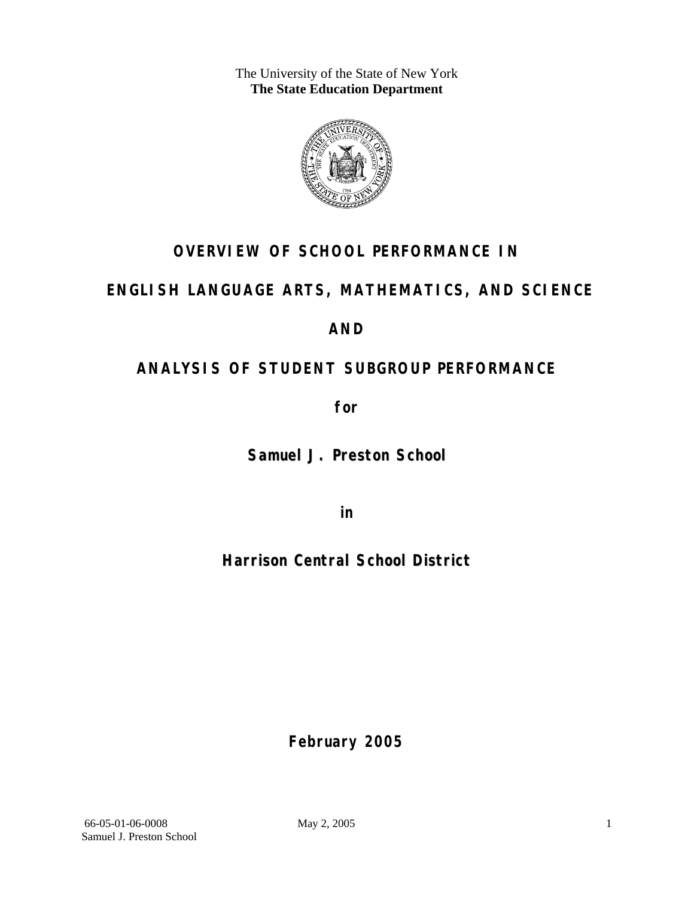The University of the State of New York
**The State Education Department**

# OVERVIEW OF SCHOOL PERFORMANCE IN

# ENGLISH LANGUAGE ARTS, MATHEMATICS, AND SCIENCE

# AND

# ANALYSIS OF STUDENT SUBGROUP PERFORMANCE

**for**

## Samuel J. Preston School

**in**

## Harrison Central School District

**February 2005**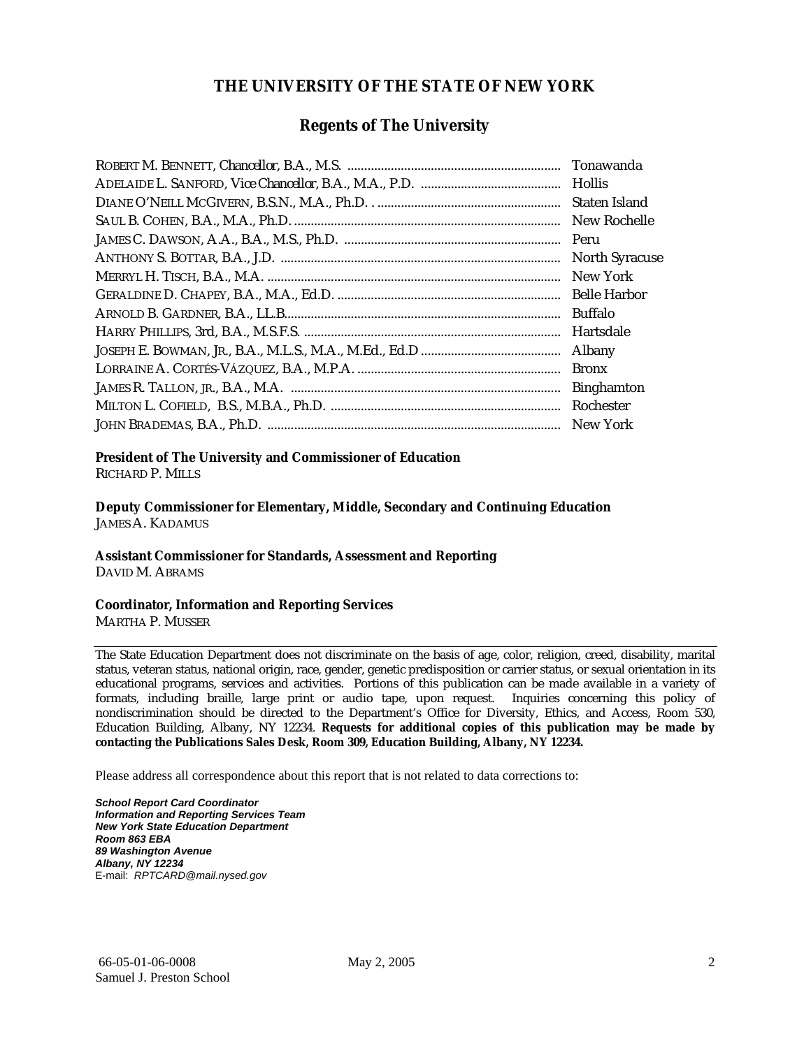## THE UNIVERSITY OF THE STATE OF NEW YORK

### Regents of The University

ROBERT M. BENNETT, Chancellor, B.A., M.S. ............................................................... Tonawanda
ADELAIDE L. SANFORD, Vice Chancellor, B.A., M.A., P.D. ......................................... Hollis
DIANE O'NEILL MCGIVERN, B.S.N., M.A., Ph.D. . ...................................................... Staten Island
SAUL B. COHEN, B.A., M.A., Ph.D. ............................................................................. New Rochelle
JAMES C. DAWSON, A.A., B.A., M.S., Ph.D. ................................................................ Peru
ANTHONY S. BOTTAR, B.A., J.D. ................................................................................. North Syracuse
MERRYL H. TISCH, B.A., M.A. ..................................................................................... New York
GERALDINE D. CHAPEY, B.A., M.A., Ed.D. ................................................................. Belle Harbor
ARNOLD B. GARDNER, B.A., LL.B.................................................................................. Buffalo
HARRY PHILLIPS, 3rd, B.A., M.S.F.S. ........................................................................... Hartsdale
JOSEPH E. BOWMAN, JR., B.A., M.L.S., M.A., M.Ed., Ed.D ......................................... Albany
LORRAINE A. CORTÉS-VÁZQUEZ, B.A., M.P.A. ............................................................ Bronx
JAMES R. TALLON, JR., B.A., M.A. ............................................................................... Binghamton
MILTON L. COFIELD, B.S., M.B.A., Ph.D. .................................................................... Rochester
JOHN BRADEMAS, B.A., Ph.D. ..................................................................................... New York

**President of The University and Commissioner of Education**
RICHARD P. MILLS

**Deputy Commissioner for Elementary, Middle, Secondary and Continuing Education**
JAMES A. KADAMUS

**Assistant Commissioner for Standards, Assessment and Reporting**
DAVID M. ABRAMS

**Coordinator, Information and Reporting Services**
MARTHA P. MUSSER

---

The State Education Department does not discriminate on the basis of age, color, religion, creed, disability, marital status, veteran status, national origin, race, gender, genetic predisposition or carrier status, or sexual orientation in its educational programs, services and activities. Portions of this publication can be made available in a variety of formats, including braille, large print or audio tape, upon request. Inquiries concerning this policy of nondiscrimination should be directed to the Department's Office for Diversity, Ethics, and Access, Room 530, Education Building, Albany, NY 12234. **Requests for additional copies of this publication may be made by contacting the Publications Sales Desk, Room 309, Education Building, Albany, NY 12234.**

Please address all correspondence about this report that is not related to data corrections to:

***School Report Card Coordinator***
***Information and Reporting Services Team***
***New York State Education Department***
***Room 863 EBA***
***89 Washington Avenue***
***Albany, NY 12234***
E-mail: *RPTCARD@mail.nysed.gov*

66-05-01-06-0008 May 2, 2005
Samuel J. Preston School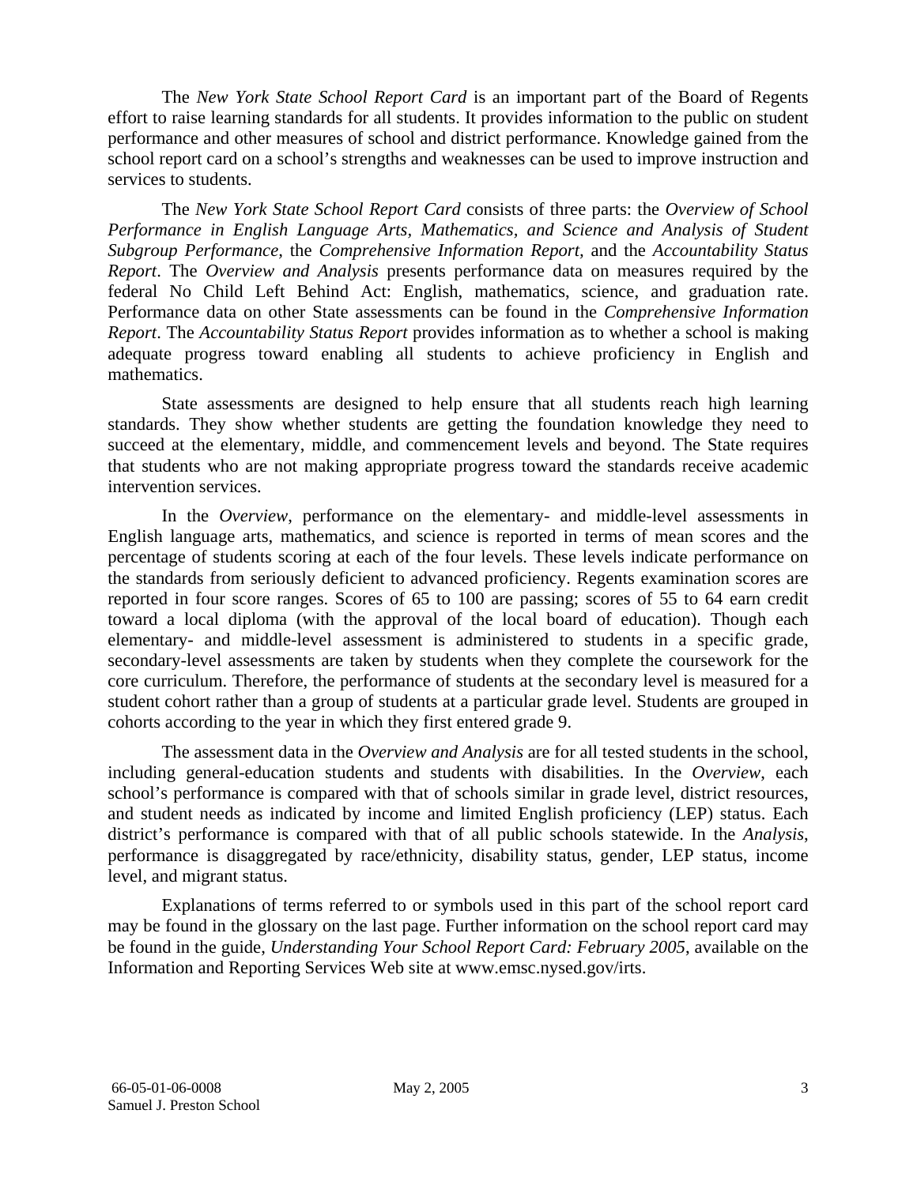The *New York State School Report Card* is an important part of the Board of Regents effort to raise learning standards for all students. It provides information to the public on student performance and other measures of school and district performance. Knowledge gained from the school report card on a school's strengths and weaknesses can be used to improve instruction and services to students.

The *New York State School Report Card* consists of three parts: the *Overview of School Performance in English Language Arts, Mathematics, and Science and Analysis of Student Subgroup Performance,* the *Comprehensive Information Report,* and the *Accountability Status Report*. The *Overview and Analysis* presents performance data on measures required by the federal No Child Left Behind Act: English, mathematics, science, and graduation rate. Performance data on other State assessments can be found in the *Comprehensive Information Report*. The *Accountability Status Report* provides information as to whether a school is making adequate progress toward enabling all students to achieve proficiency in English and mathematics.

State assessments are designed to help ensure that all students reach high learning standards. They show whether students are getting the foundation knowledge they need to succeed at the elementary, middle, and commencement levels and beyond. The State requires that students who are not making appropriate progress toward the standards receive academic intervention services.

In the *Overview*, performance on the elementary- and middle-level assessments in English language arts, mathematics, and science is reported in terms of mean scores and the percentage of students scoring at each of the four levels. These levels indicate performance on the standards from seriously deficient to advanced proficiency. Regents examination scores are reported in four score ranges. Scores of 65 to 100 are passing; scores of 55 to 64 earn credit toward a local diploma (with the approval of the local board of education). Though each elementary- and middle-level assessment is administered to students in a specific grade, secondary-level assessments are taken by students when they complete the coursework for the core curriculum. Therefore, the performance of students at the secondary level is measured for a student cohort rather than a group of students at a particular grade level. Students are grouped in cohorts according to the year in which they first entered grade 9.

The assessment data in the *Overview and Analysis* are for all tested students in the school, including general-education students and students with disabilities. In the *Overview*, each school's performance is compared with that of schools similar in grade level, district resources, and student needs as indicated by income and limited English proficiency (LEP) status. Each district's performance is compared with that of all public schools statewide. In the *Analysis*, performance is disaggregated by race/ethnicity, disability status, gender, LEP status, income level, and migrant status.

Explanations of terms referred to or symbols used in this part of the school report card may be found in the glossary on the last page. Further information on the school report card may be found in the guide, *Understanding Your School Report Card: February 2005*, available on the Information and Reporting Services Web site at www.emsc.nysed.gov/irts.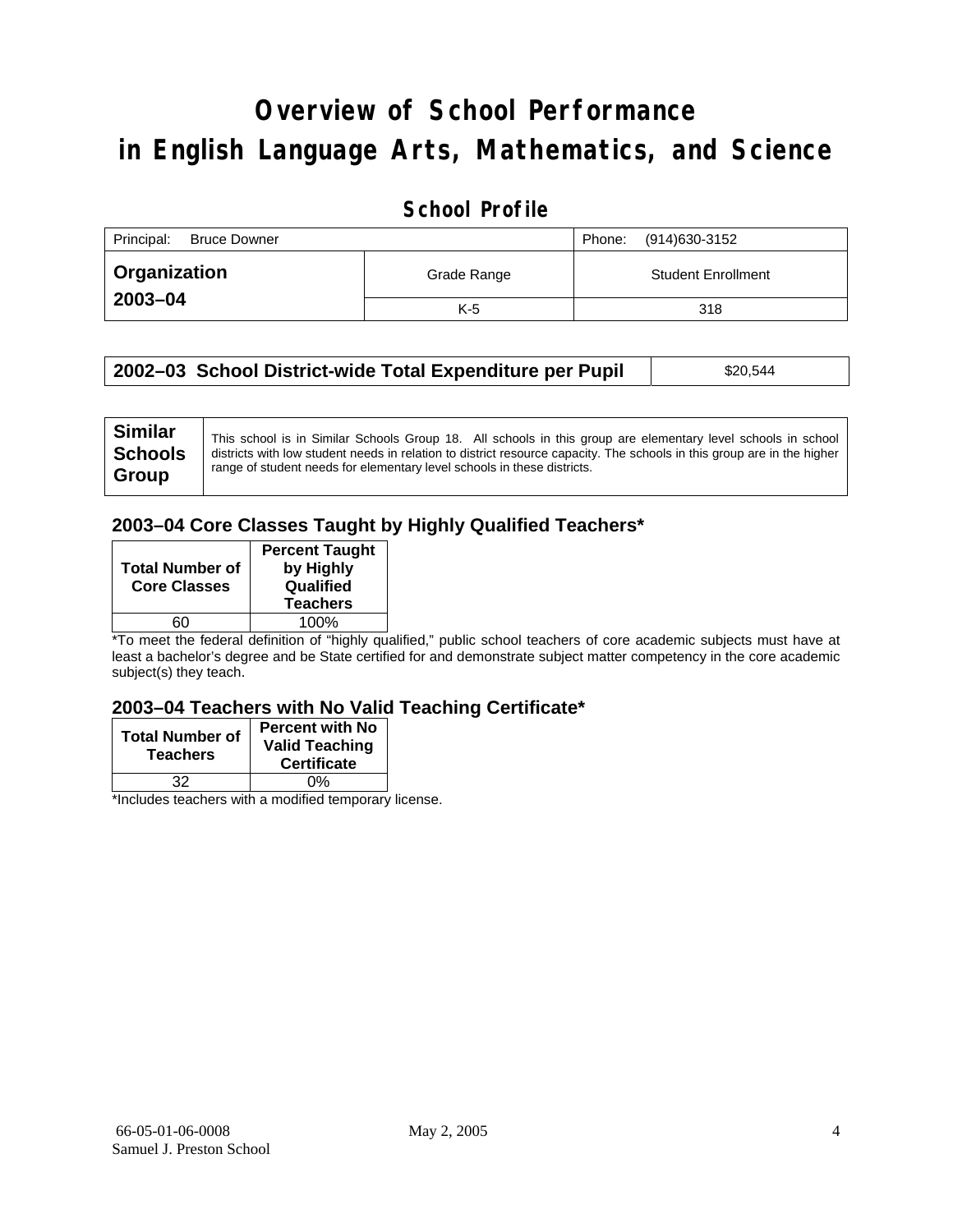# Overview of School Performance in English Language Arts, Mathematics, and Science

## School Profile

| Principal: Bruce Downer | | Phone: (914)630-3152 |
|---|---|---|
| **Organization 2003–04** | Grade Range | Student Enrollment |
| | K-5 | 318 |

| **2002–03 School District-wide Total Expenditure per Pupil** | $20,544 |
|---|---|

| **Similar Schools Group** | This school is in Similar Schools Group 18. All schools in this group are elementary level schools in school districts with low student needs in relation to district resource capacity. The schools in this group are in the higher range of student needs for elementary level schools in these districts. |
|---|---|

### 2003–04 Core Classes Taught by Highly Qualified Teachers*

| Total Number of Core Classes | Percent Taught by Highly Qualified Teachers |
|---|---|
| 60 | 100% |

*To meet the federal definition of "highly qualified," public school teachers of core academic subjects must have at least a bachelor's degree and be State certified for and demonstrate subject matter competency in the core academic subject(s) they teach.

### 2003–04 Teachers with No Valid Teaching Certificate*

| Total Number of Teachers | Percent with No Valid Teaching Certificate |
|---|---|
| 32 | 0% |

*Includes teachers with a modified temporary license.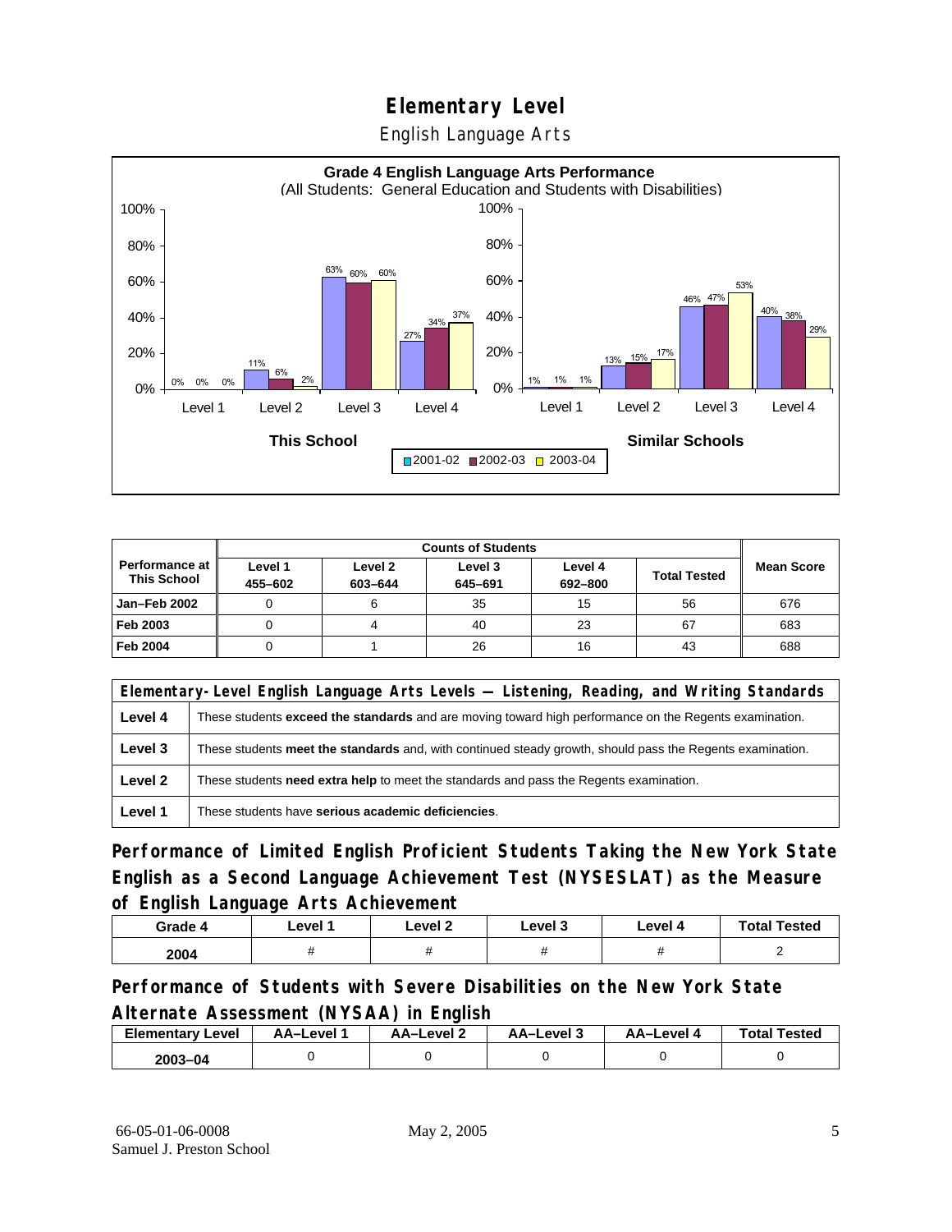# Elementary Level

English Language Arts

**Grade 4 English Language Arts Performance**
(All Students: General Education and Students with Disabilities)

| | Level 1 | Level 2 | Level 3 | Level 4 |
|---|---|---|---|---|
| **This School** 2001-02 | 0% | 11% | 63% | 27% |
| **This School** 2002-03 | 0% | 6% | 60% | 34% |
| **This School** 2003-04 | 0% | 2% | 60% | 37% |
| **Similar Schools** 2001-02 | 1% | 13% | 46% | 40% |
| **Similar Schools** 2002-03 | 1% | 15% | 47% | 38% |
| **Similar Schools** 2003-04 | 1% | 17% | 53% | 29% |

| Performance at This School | Counts of Students | | | | | Mean Score |
|---|---|---|---|---|---|---|
| | Level 1 455–602 | Level 2 603–644 | Level 3 645–691 | Level 4 692–800 | Total Tested | |
| **Jan–Feb 2002** | 0 | 6 | 35 | 15 | 56 | 676 |
| **Feb 2003** | 0 | 4 | 40 | 23 | 67 | 683 |
| **Feb 2004** | 0 | 1 | 26 | 16 | 43 | 688 |

| Elementary-Level English Language Arts Levels — Listening, Reading, and Writing Standards | |
|---|---|
| **Level 4** | These students **exceed the standards** and are moving toward high performance on the Regents examination. |
| **Level 3** | These students **meet the standards** and, with continued steady growth, should pass the Regents examination. |
| **Level 2** | These students **need extra help** to meet the standards and pass the Regents examination. |
| **Level 1** | These students have **serious academic deficiencies**. |

## Performance of Limited English Proficient Students Taking the New York State English as a Second Language Achievement Test (NYSESLAT) as the Measure of English Language Arts Achievement

| Grade 4 | Level 1 | Level 2 | Level 3 | Level 4 | Total Tested |
|---|---|---|---|---|---|
| 2004 | # | # | # | # | 2 |

## Performance of Students with Severe Disabilities on the New York State Alternate Assessment (NYSAA) in English

| Elementary Level | AA–Level 1 | AA–Level 2 | AA–Level 3 | AA–Level 4 | Total Tested |
|---|---|---|---|---|---|
| 2003–04 | 0 | 0 | 0 | 0 | 0 |

66-05-01-06-0008
Samuel J. Preston School

May 2, 2005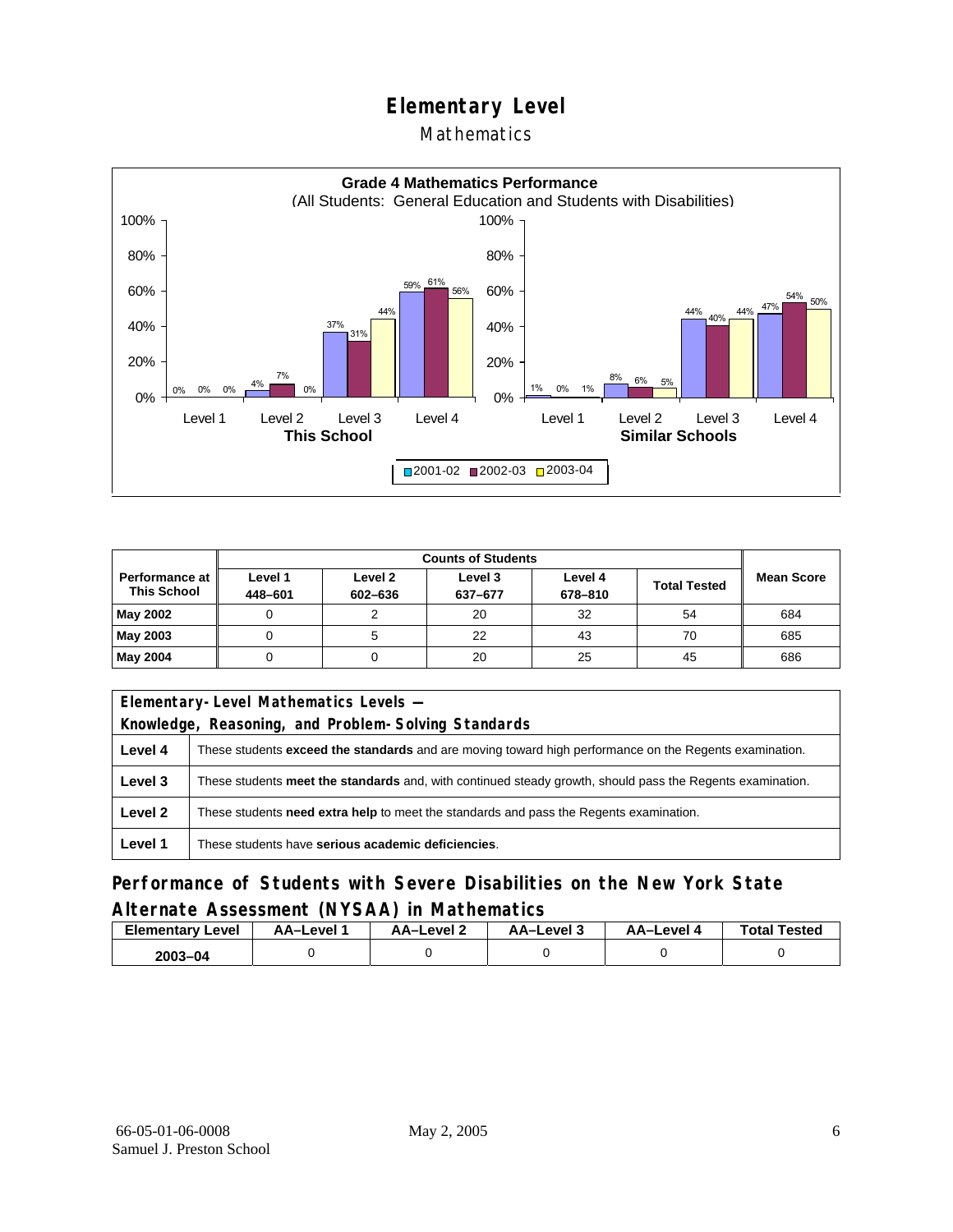# Elementary Level

## Mathematics

**Grade 4 Mathematics Performance**
(All Students: General Education and Students with Disabilities)

| | This School 2001-02 | This School 2002-03 | This School 2003-04 | Similar Schools 2001-02 | Similar Schools 2002-03 | Similar Schools 2003-04 |
|---|---|---|---|---|---|---|
| Level 1 | 0% | 0% | 0% | 1% | 0% | 1% |
| Level 2 | 4% | 7% | 0% | 8% | 6% | 5% |
| Level 3 | 37% | 31% | 44% | 44% | 40% | 44% |
| Level 4 | 59% | 61% | 56% | 47% | 54% | 50% |

| Performance at This School | Counts of Students | | | | | Mean Score |
|---|---|---|---|---|---|---|
| | Level 1 448–601 | Level 2 602–636 | Level 3 637–677 | Level 4 678–810 | Total Tested | |
| **May 2002** | 0 | 2 | 20 | 32 | 54 | 684 |
| **May 2003** | 0 | 5 | 22 | 43 | 70 | 685 |
| **May 2004** | 0 | 0 | 20 | 25 | 45 | 686 |

| Elementary-Level Mathematics Levels — Knowledge, Reasoning, and Problem-Solving Standards | |
|---|---|
| **Level 4** | These students **exceed the standards** and are moving toward high performance on the Regents examination. |
| **Level 3** | These students **meet the standards** and, with continued steady growth, should pass the Regents examination. |
| **Level 2** | These students **need extra help** to meet the standards and pass the Regents examination. |
| **Level 1** | These students have **serious academic deficiencies**. |

## Performance of Students with Severe Disabilities on the New York State Alternate Assessment (NYSAA) in Mathematics

| Elementary Level | AA–Level 1 | AA–Level 2 | AA–Level 3 | AA–Level 4 | Total Tested |
|---|---|---|---|---|---|
| 2003–04 | 0 | 0 | 0 | 0 | 0 |

66-05-01-06-0008
Samuel J. Preston School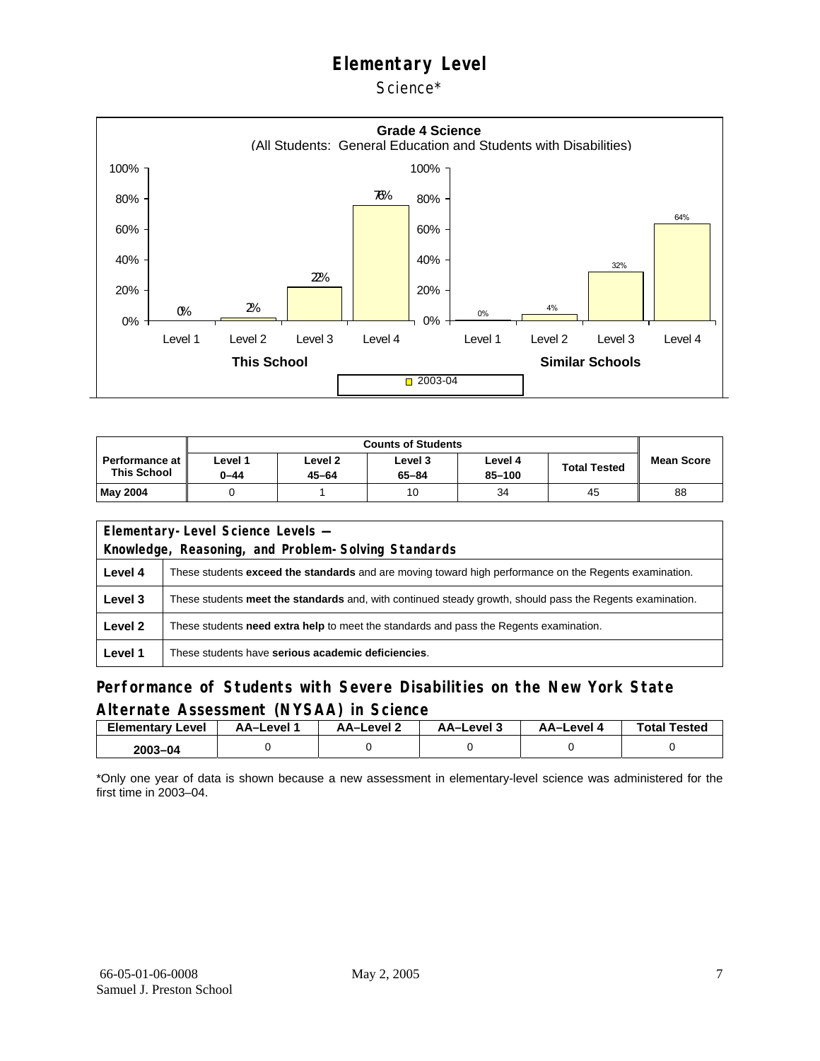# Elementary Level

## Science*

**Grade 4 Science**
(All Students: General Education and Students with Disabilities)

| | Level 1 | Level 2 | Level 3 | Level 4 |
|---|---|---|---|---|
| This School (2003-04) | 0% | 2% | 22% | 76% |
| Similar Schools (2003-04) | 0% | 4% | 32% | 64% |

| Performance at This School | Counts of Students | | | | | Mean Score |
|---|---|---|---|---|---|---|
| | Level 1 0–44 | Level 2 45–64 | Level 3 65–84 | Level 4 85–100 | Total Tested | |
| **May 2004** | 0 | 1 | 10 | 34 | 45 | 88 |

| Elementary-Level Science Levels — Knowledge, Reasoning, and Problem-Solving Standards | |
|---|---|
| **Level 4** | These students **exceed the standards** and are moving toward high performance on the Regents examination. |
| **Level 3** | These students **meet the standards** and, with continued steady growth, should pass the Regents examination. |
| **Level 2** | These students **need extra help** to meet the standards and pass the Regents examination. |
| **Level 1** | These students have **serious academic deficiencies**. |

### Performance of Students with Severe Disabilities on the New York State Alternate Assessment (NYSAA) in Science

| Elementary Level | AA–Level 1 | AA–Level 2 | AA–Level 3 | AA–Level 4 | Total Tested |
|---|---|---|---|---|---|
| **2003–04** | 0 | 0 | 0 | 0 | 0 |

*Only one year of data is shown because a new assessment in elementary-level science was administered for the first time in 2003–04.

66-05-01-06-0008
Samuel J. Preston School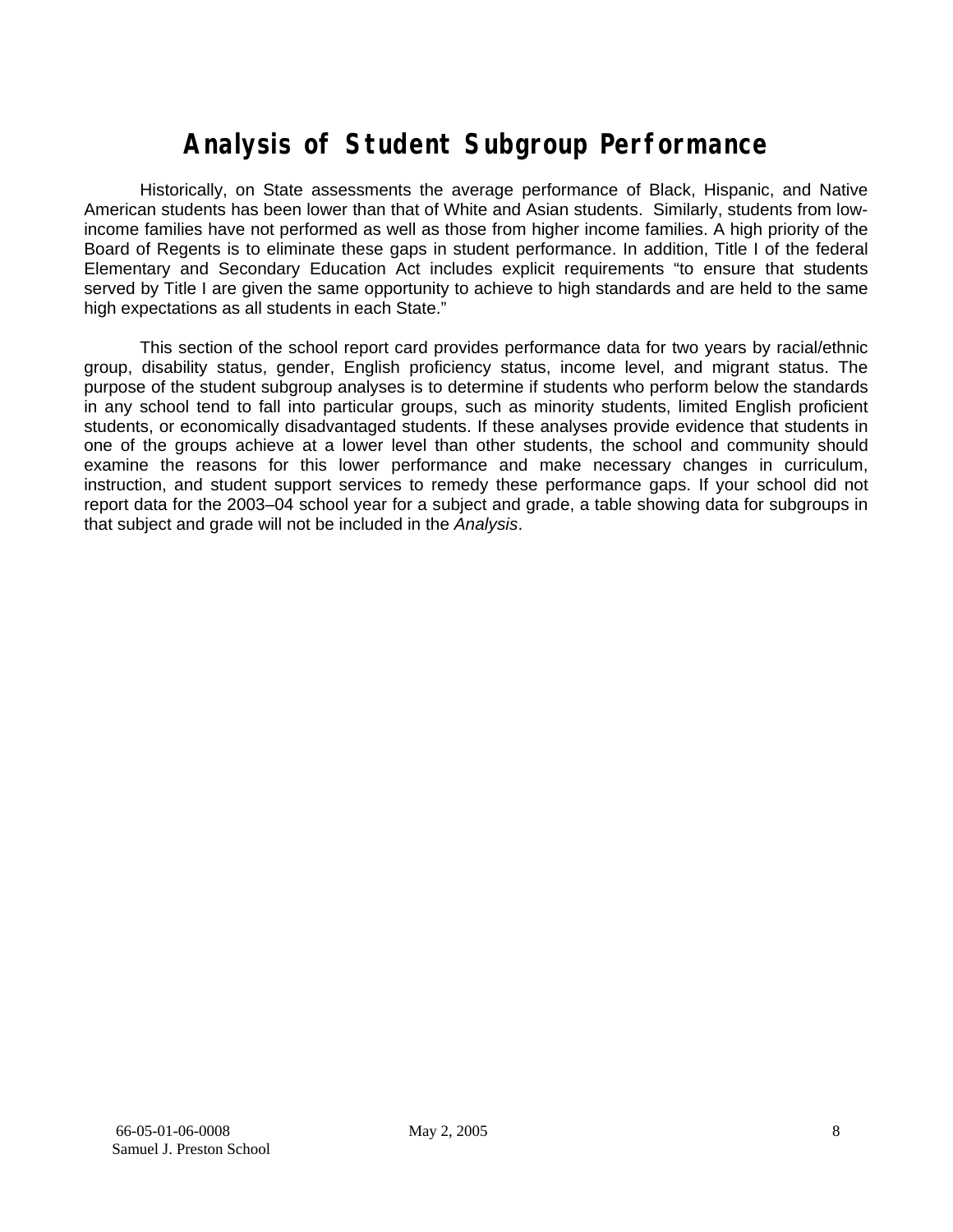# Analysis of Student Subgroup Performance

Historically, on State assessments the average performance of Black, Hispanic, and Native American students has been lower than that of White and Asian students. Similarly, students from low-income families have not performed as well as those from higher income families. A high priority of the Board of Regents is to eliminate these gaps in student performance. In addition, Title I of the federal Elementary and Secondary Education Act includes explicit requirements "to ensure that students served by Title I are given the same opportunity to achieve to high standards and are held to the same high expectations as all students in each State."

This section of the school report card provides performance data for two years by racial/ethnic group, disability status, gender, English proficiency status, income level, and migrant status. The purpose of the student subgroup analyses is to determine if students who perform below the standards in any school tend to fall into particular groups, such as minority students, limited English proficient students, or economically disadvantaged students. If these analyses provide evidence that students in one of the groups achieve at a lower level than other students, the school and community should examine the reasons for this lower performance and make necessary changes in curriculum, instruction, and student support services to remedy these performance gaps. If your school did not report data for the 2003–04 school year for a subject and grade, a table showing data for subgroups in that subject and grade will not be included in the *Analysis*.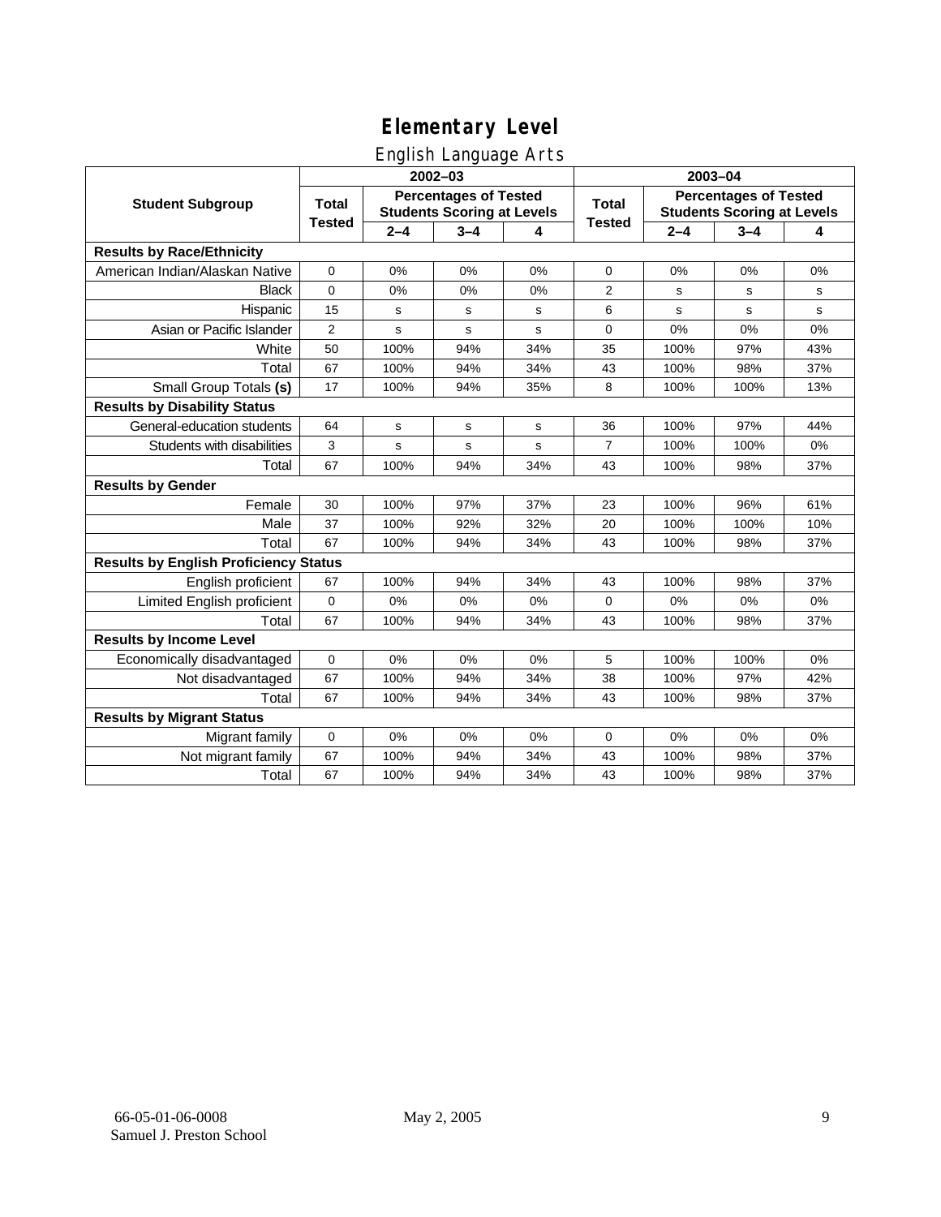# Elementary Level

## English Language Arts

| Student Subgroup | 2002–03 | | | | 2003–04 | | | |
|---|---|---|---|---|---|---|---|---|
| | Total Tested | Percentages of Tested Students Scoring at Levels | | | Total Tested | Percentages of Tested Students Scoring at Levels | | |
| | | 2–4 | 3–4 | 4 | | 2–4 | 3–4 | 4 |
| **Results by Race/Ethnicity** | | | | | | | | |
| American Indian/Alaskan Native | 0 | 0% | 0% | 0% | 0 | 0% | 0% | 0% |
| Black | 0 | 0% | 0% | 0% | 2 | s | s | s |
| Hispanic | 15 | s | s | s | 6 | s | s | s |
| Asian or Pacific Islander | 2 | s | s | s | 0 | 0% | 0% | 0% |
| White | 50 | 100% | 94% | 34% | 35 | 100% | 97% | 43% |
| Total | 67 | 100% | 94% | 34% | 43 | 100% | 98% | 37% |
| Small Group Totals **(s)** | 17 | 100% | 94% | 35% | 8 | 100% | 100% | 13% |
| **Results by Disability Status** | | | | | | | | |
| General-education students | 64 | s | s | s | 36 | 100% | 97% | 44% |
| Students with disabilities | 3 | s | s | s | 7 | 100% | 100% | 0% |
| Total | 67 | 100% | 94% | 34% | 43 | 100% | 98% | 37% |
| **Results by Gender** | | | | | | | | |
| Female | 30 | 100% | 97% | 37% | 23 | 100% | 96% | 61% |
| Male | 37 | 100% | 92% | 32% | 20 | 100% | 100% | 10% |
| Total | 67 | 100% | 94% | 34% | 43 | 100% | 98% | 37% |
| **Results by English Proficiency Status** | | | | | | | | |
| English proficient | 67 | 100% | 94% | 34% | 43 | 100% | 98% | 37% |
| Limited English proficient | 0 | 0% | 0% | 0% | 0 | 0% | 0% | 0% |
| Total | 67 | 100% | 94% | 34% | 43 | 100% | 98% | 37% |
| **Results by Income Level** | | | | | | | | |
| Economically disadvantaged | 0 | 0% | 0% | 0% | 5 | 100% | 100% | 0% |
| Not disadvantaged | 67 | 100% | 94% | 34% | 38 | 100% | 97% | 42% |
| Total | 67 | 100% | 94% | 34% | 43 | 100% | 98% | 37% |
| **Results by Migrant Status** | | | | | | | | |
| Migrant family | 0 | 0% | 0% | 0% | 0 | 0% | 0% | 0% |
| Not migrant family | 67 | 100% | 94% | 34% | 43 | 100% | 98% | 37% |
| Total | 67 | 100% | 94% | 34% | 43 | 100% | 98% | 37% |

66-05-01-06-0008
Samuel J. Preston School

May 2, 2005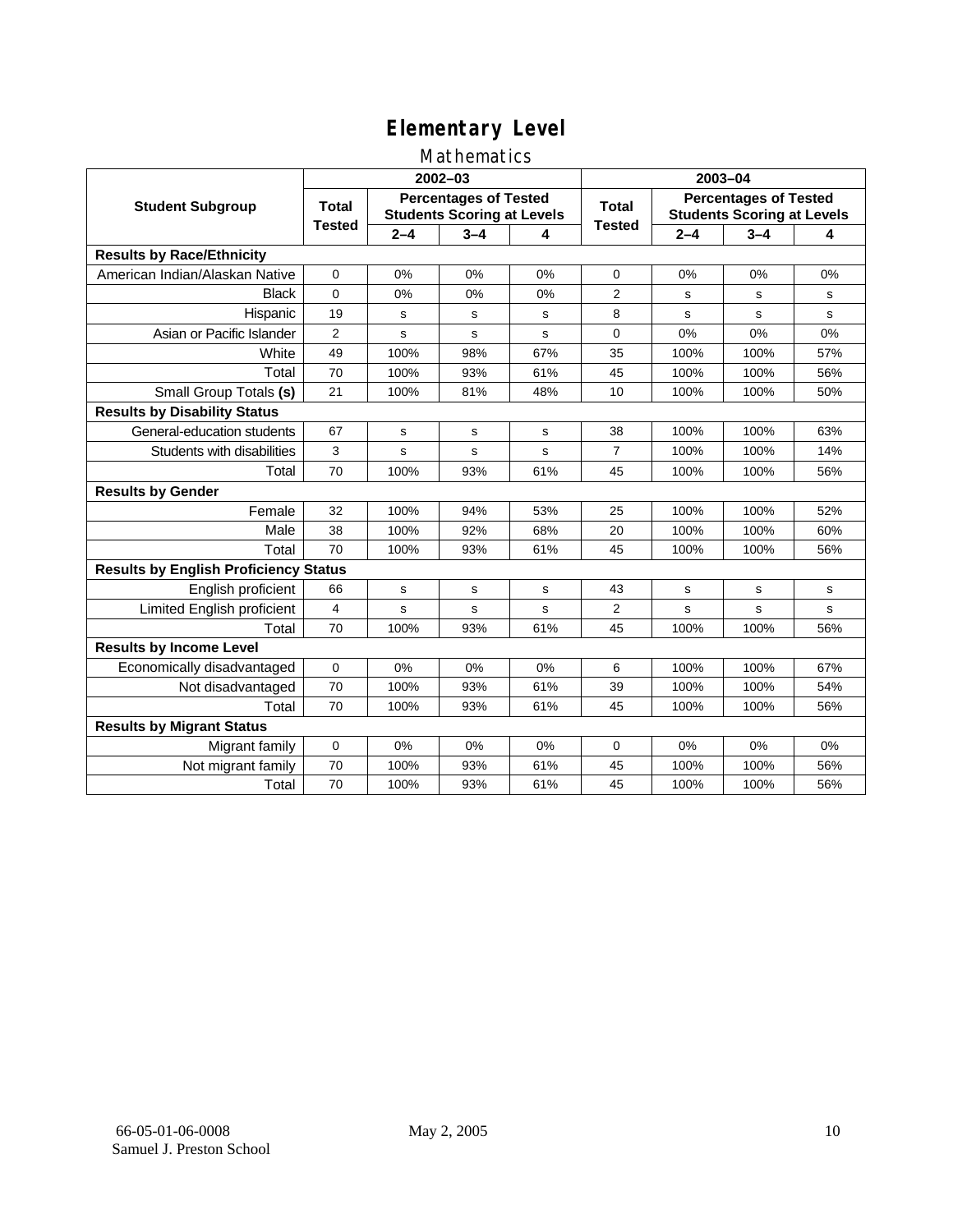# Elementary Level

## Mathematics

| Student Subgroup | 2002–03 | | | | 2003–04 | | | |
|---|---|---|---|---|---|---|---|---|
| | Total Tested | Percentages of Tested Students Scoring at Levels | | | Total Tested | Percentages of Tested Students Scoring at Levels | | |
| | | 2–4 | 3–4 | 4 | | 2–4 | 3–4 | 4 |
| **Results by Race/Ethnicity** | | | | | | | | |
| American Indian/Alaskan Native | 0 | 0% | 0% | 0% | 0 | 0% | 0% | 0% |
| Black | 0 | 0% | 0% | 0% | 2 | s | s | s |
| Hispanic | 19 | s | s | s | 8 | s | s | s |
| Asian or Pacific Islander | 2 | s | s | s | 0 | 0% | 0% | 0% |
| White | 49 | 100% | 98% | 67% | 35 | 100% | 100% | 57% |
| Total | 70 | 100% | 93% | 61% | 45 | 100% | 100% | 56% |
| Small Group Totals **(s)** | 21 | 100% | 81% | 48% | 10 | 100% | 100% | 50% |
| **Results by Disability Status** | | | | | | | | |
| General-education students | 67 | s | s | s | 38 | 100% | 100% | 63% |
| Students with disabilities | 3 | s | s | s | 7 | 100% | 100% | 14% |
| Total | 70 | 100% | 93% | 61% | 45 | 100% | 100% | 56% |
| **Results by Gender** | | | | | | | | |
| Female | 32 | 100% | 94% | 53% | 25 | 100% | 100% | 52% |
| Male | 38 | 100% | 92% | 68% | 20 | 100% | 100% | 60% |
| Total | 70 | 100% | 93% | 61% | 45 | 100% | 100% | 56% |
| **Results by English Proficiency Status** | | | | | | | | |
| English proficient | 66 | s | s | s | 43 | s | s | s |
| Limited English proficient | 4 | s | s | s | 2 | s | s | s |
| Total | 70 | 100% | 93% | 61% | 45 | 100% | 100% | 56% |
| **Results by Income Level** | | | | | | | | |
| Economically disadvantaged | 0 | 0% | 0% | 0% | 6 | 100% | 100% | 67% |
| Not disadvantaged | 70 | 100% | 93% | 61% | 39 | 100% | 100% | 54% |
| Total | 70 | 100% | 93% | 61% | 45 | 100% | 100% | 56% |
| **Results by Migrant Status** | | | | | | | | |
| Migrant family | 0 | 0% | 0% | 0% | 0 | 0% | 0% | 0% |
| Not migrant family | 70 | 100% | 93% | 61% | 45 | 100% | 100% | 56% |
| Total | 70 | 100% | 93% | 61% | 45 | 100% | 100% | 56% |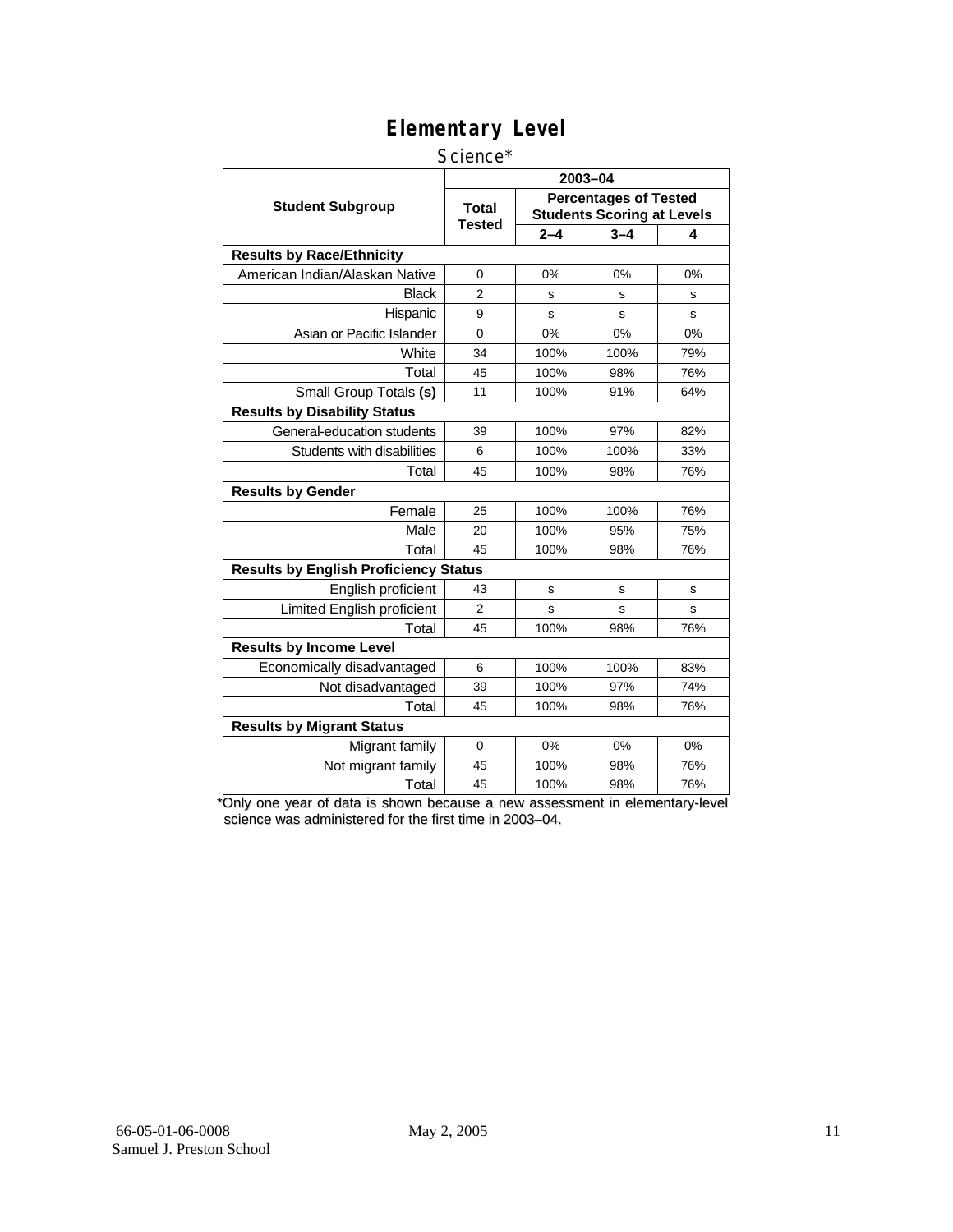# Elementary Level

Science*

| Student Subgroup | 2003–04 | | | |
|---|---|---|---|---|
| | Total Tested | Percentages of Tested Students Scoring at Levels | | |
| | | 2–4 | 3–4 | 4 |
| **Results by Race/Ethnicity** | | | | |
| American Indian/Alaskan Native | 0 | 0% | 0% | 0% |
| Black | 2 | s | s | s |
| Hispanic | 9 | s | s | s |
| Asian or Pacific Islander | 0 | 0% | 0% | 0% |
| White | 34 | 100% | 100% | 79% |
| Total | 45 | 100% | 98% | 76% |
| Small Group Totals **(s)** | 11 | 100% | 91% | 64% |
| **Results by Disability Status** | | | | |
| General-education students | 39 | 100% | 97% | 82% |
| Students with disabilities | 6 | 100% | 100% | 33% |
| Total | 45 | 100% | 98% | 76% |
| **Results by Gender** | | | | |
| Female | 25 | 100% | 100% | 76% |
| Male | 20 | 100% | 95% | 75% |
| Total | 45 | 100% | 98% | 76% |
| **Results by English Proficiency Status** | | | | |
| English proficient | 43 | s | s | s |
| Limited English proficient | 2 | s | s | s |
| Total | 45 | 100% | 98% | 76% |
| **Results by Income Level** | | | | |
| Economically disadvantaged | 6 | 100% | 100% | 83% |
| Not disadvantaged | 39 | 100% | 97% | 74% |
| Total | 45 | 100% | 98% | 76% |
| **Results by Migrant Status** | | | | |
| Migrant family | 0 | 0% | 0% | 0% |
| Not migrant family | 45 | 100% | 98% | 76% |
| Total | 45 | 100% | 98% | 76% |

*Only one year of data is shown because a new assessment in elementary-level science was administered for the first time in 2003–04.

66-05-01-06-0008 May 2, 2005
Samuel J. Preston School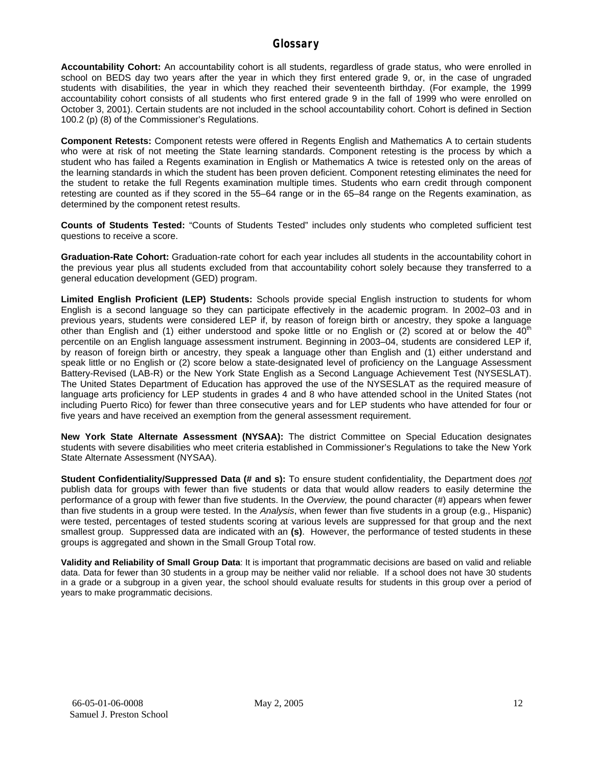# Glossary

**Accountability Cohort:** An accountability cohort is all students, regardless of grade status, who were enrolled in school on BEDS day two years after the year in which they first entered grade 9, or, in the case of ungraded students with disabilities, the year in which they reached their seventeenth birthday. (For example, the 1999 accountability cohort consists of all students who first entered grade 9 in the fall of 1999 who were enrolled on October 3, 2001). Certain students are not included in the school accountability cohort. Cohort is defined in Section 100.2 (p) (8) of the Commissioner's Regulations.

**Component Retests:** Component retests were offered in Regents English and Mathematics A to certain students who were at risk of not meeting the State learning standards. Component retesting is the process by which a student who has failed a Regents examination in English or Mathematics A twice is retested only on the areas of the learning standards in which the student has been proven deficient. Component retesting eliminates the need for the student to retake the full Regents examination multiple times. Students who earn credit through component retesting are counted as if they scored in the 55–64 range or in the 65–84 range on the Regents examination, as determined by the component retest results.

**Counts of Students Tested:** "Counts of Students Tested" includes only students who completed sufficient test questions to receive a score.

**Graduation-Rate Cohort:** Graduation-rate cohort for each year includes all students in the accountability cohort in the previous year plus all students excluded from that accountability cohort solely because they transferred to a general education development (GED) program.

**Limited English Proficient (LEP) Students:** Schools provide special English instruction to students for whom English is a second language so they can participate effectively in the academic program. In 2002–03 and in previous years, students were considered LEP if, by reason of foreign birth or ancestry, they spoke a language other than English and (1) either understood and spoke little or no English or (2) scored at or below the 40th percentile on an English language assessment instrument. Beginning in 2003–04, students are considered LEP if, by reason of foreign birth or ancestry, they speak a language other than English and (1) either understand and speak little or no English or (2) score below a state-designated level of proficiency on the Language Assessment Battery-Revised (LAB-R) or the New York State English as a Second Language Achievement Test (NYSESLAT). The United States Department of Education has approved the use of the NYSESLAT as the required measure of language arts proficiency for LEP students in grades 4 and 8 who have attended school in the United States (not including Puerto Rico) for fewer than three consecutive years and for LEP students who have attended for four or five years and have received an exemption from the general assessment requirement.

**New York State Alternate Assessment (NYSAA):** The district Committee on Special Education designates students with severe disabilities who meet criteria established in Commissioner's Regulations to take the New York State Alternate Assessment (NYSAA).

**Student Confidentiality/Suppressed Data (# and s):** To ensure student confidentiality, the Department does *not* publish data for groups with fewer than five students or data that would allow readers to easily determine the performance of a group with fewer than five students. In the *Overview,* the pound character (#) appears when fewer than five students in a group were tested. In the *Analysis*, when fewer than five students in a group (e.g., Hispanic) were tested, percentages of tested students scoring at various levels are suppressed for that group and the next smallest group. Suppressed data are indicated with an **(s)**. However, the performance of tested students in these groups is aggregated and shown in the Small Group Total row.

**Validity and Reliability of Small Group Data**: It is important that programmatic decisions are based on valid and reliable data. Data for fewer than 30 students in a group may be neither valid nor reliable. If a school does not have 30 students in a grade or a subgroup in a given year, the school should evaluate results for students in this group over a period of years to make programmatic decisions.